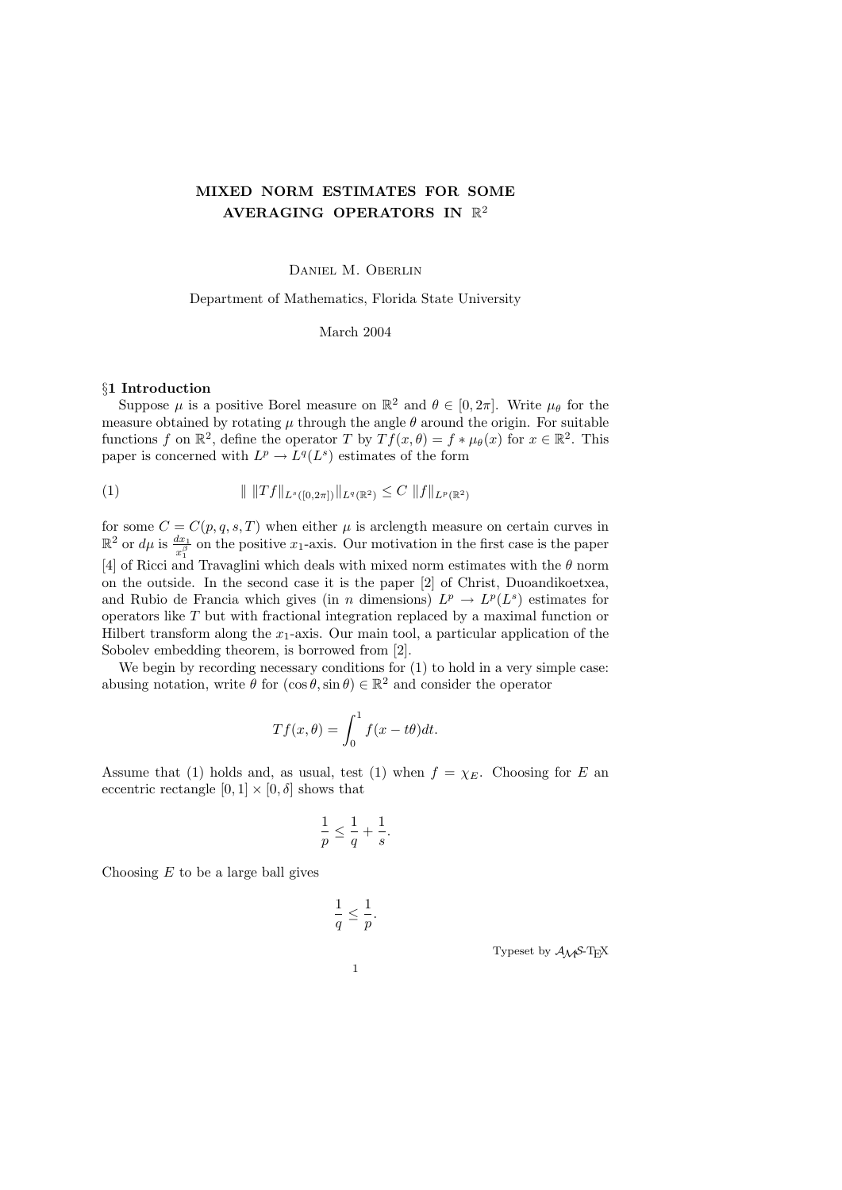# MIXED NORM ESTIMATES FOR SOME AVERAGING OPERATORS IN $\mathbb{R}^2$

Daniel M. Oberlin

Department of Mathematics, Florida State University

March 2004

## §1 Introduction

Suppose $\mu$ is a positive Borel measure on $\mathbb{R}^2$ and $\theta \in [0, 2\pi]$. Write $\mu_\theta$ for the measure obtained by rotating $\mu$ through the angle $\theta$ around the origin. For suitable functions $f$ on $\mathbb{R}^2$, define the operator $T$ by $Tf(x, \theta) = f * \mu_\theta(x)$ for $x \in \mathbb{R}^2$. This paper is concerned with $L^p \to L^q(L^s)$ estimates of the form

$$\| \, \|Tf\|_{L^s([0,2\pi])} \|_{L^q(\mathbb{R}^2)} \leq C \, \|f\|_{L^p(\mathbb{R}^2)} \tag{1}$$

for some $C = C(p, q, s, T)$ when either $\mu$ is arclength measure on certain curves in $\mathbb{R}^2$ or $d\mu$ is $\frac{dx_1}{x_1^\beta}$ on the positive $x_1$-axis. Our motivation in the first case is the paper [4] of Ricci and Travaglini which deals with mixed norm estimates with the $\theta$ norm on the outside. In the second case it is the paper [2] of Christ, Duoandikoetxea, and Rubio de Francia which gives (in $n$ dimensions) $L^p \to L^p(L^s)$ estimates for operators like $T$ but with fractional integration replaced by a maximal function or Hilbert transform along the $x_1$-axis. Our main tool, a particular application of the Sobolev embedding theorem, is borrowed from [2].

We begin by recording necessary conditions for (1) to hold in a very simple case: abusing notation, write $\theta$ for $(\cos\theta, \sin\theta) \in \mathbb{R}^2$ and consider the operator

$$Tf(x, \theta) = \int_0^1 f(x - t\theta) dt.$$

Assume that (1) holds and, as usual, test (1) when $f = \chi_E$. Choosing for $E$ an eccentric rectangle $[0, 1] \times [0, \delta]$ shows that

$$\frac{1}{p} \leq \frac{1}{q} + \frac{1}{s}.$$

Choosing $E$ to be a large ball gives

$$\frac{1}{q} \leq \frac{1}{p}.$$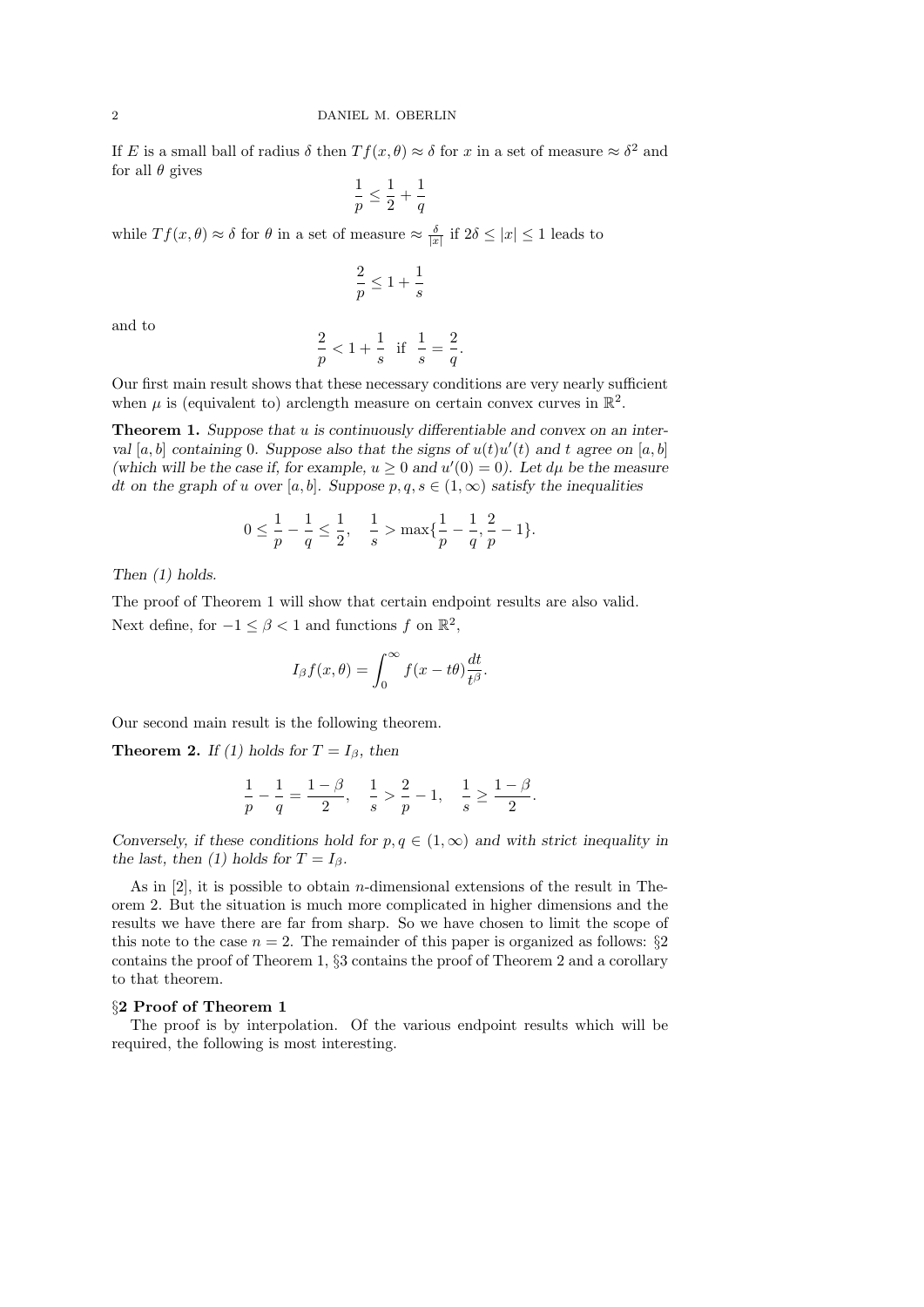If $E$ is a small ball of radius $\delta$ then $Tf(x,\theta) \approx \delta$ for $x$ in a set of measure $\approx \delta^2$ and for all $\theta$ gives

$$\frac{1}{p} \leq \frac{1}{2} + \frac{1}{q}$$

while $Tf(x,\theta) \approx \delta$ for $\theta$ in a set of measure $\approx \frac{\delta}{|x|}$ if $2\delta \leq |x| \leq 1$ leads to

$$\frac{2}{p} \leq 1 + \frac{1}{s}$$

and to

$$\frac{2}{p} < 1 + \frac{1}{s} \quad \text{if} \quad \frac{1}{s} = \frac{2}{q}.$$

Our first main result shows that these necessary conditions are very nearly sufficient when $\mu$ is (equivalent to) arclength measure on certain convex curves in $\mathbb{R}^2$.

**Theorem 1.** *Suppose that $u$ is continuously differentiable and convex on an interval $[a,b]$ containing $0$. Suppose also that the signs of $u(t)u'(t)$ and $t$ agree on $[a,b]$ (which will be the case if, for example, $u \geq 0$ and $u'(0) = 0$). Let $d\mu$ be the measure $dt$ on the graph of $u$ over $[a,b]$. Suppose $p, q, s \in (1,\infty)$ satisfy the inequalities*

$$0 \leq \frac{1}{p} - \frac{1}{q} \leq \frac{1}{2}, \quad \frac{1}{s} > \max\{\frac{1}{p} - \frac{1}{q}, \frac{2}{p} - 1\}.$$

*Then (1) holds.*

The proof of Theorem 1 will show that certain endpoint results are also valid.

Next define, for $-1 \leq \beta < 1$ and functions $f$ on $\mathbb{R}^2$,

$$I_\beta f(x,\theta) = \int_0^\infty f(x - t\theta) \frac{dt}{t^\beta}.$$

Our second main result is the following theorem.

**Theorem 2.** *If (1) holds for $T = I_\beta$, then*

$$\frac{1}{p} - \frac{1}{q} = \frac{1-\beta}{2}, \quad \frac{1}{s} > \frac{2}{p} - 1, \quad \frac{1}{s} \geq \frac{1-\beta}{2}.$$

*Conversely, if these conditions hold for $p, q \in (1,\infty)$ and with strict inequality in the last, then (1) holds for $T = I_\beta$.*

As in [2], it is possible to obtain $n$-dimensional extensions of the result in Theorem 2. But the situation is much more complicated in higher dimensions and the results we have there are far from sharp. So we have chosen to limit the scope of this note to the case $n = 2$. The remainder of this paper is organized as follows: §2 contains the proof of Theorem 1, §3 contains the proof of Theorem 2 and a corollary to that theorem.

## §2 Proof of Theorem 1

The proof is by interpolation. Of the various endpoint results which will be required, the following is most interesting.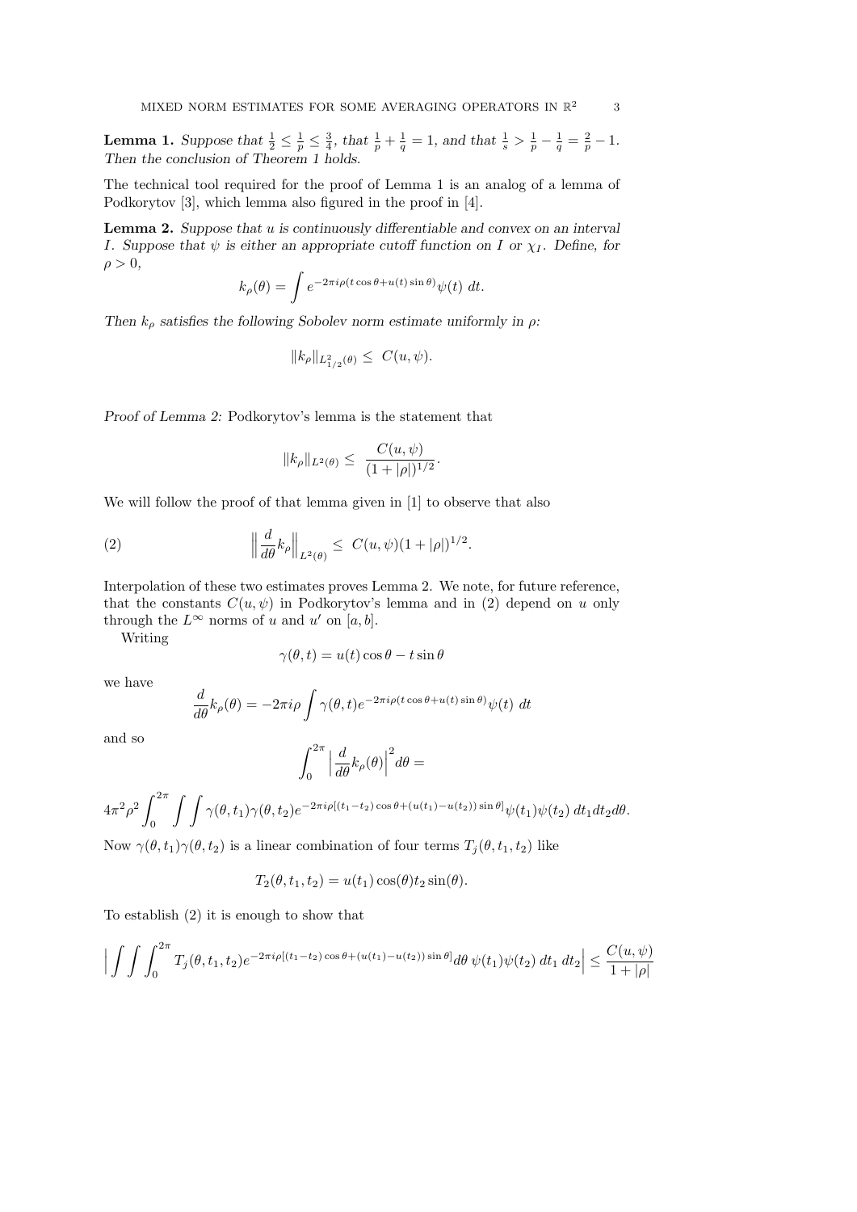**Lemma 1.** *Suppose that $\frac{1}{2} \leq \frac{1}{p} \leq \frac{3}{4}$, that $\frac{1}{p} + \frac{1}{q} = 1$, and that $\frac{1}{s} > \frac{1}{p} - \frac{1}{q} = \frac{2}{p} - 1$. Then the conclusion of Theorem 1 holds.*

The technical tool required for the proof of Lemma 1 is an analog of a lemma of Podkorytov [3], which lemma also figured in the proof in [4].

**Lemma 2.** *Suppose that $u$ is continuously differentiable and convex on an interval $I$. Suppose that $\psi$ is either an appropriate cutoff function on $I$ or $\chi_I$. Define, for $\rho > 0$,*

$$k_\rho(\theta) = \int e^{-2\pi i \rho (t\cos\theta + u(t)\sin\theta)} \psi(t)\, dt.$$

*Then $k_\rho$ satisfies the following Sobolev norm estimate uniformly in $\rho$:*

$$\|k_\rho\|_{L^2_{1/2}(\theta)} \leq \; C(u,\psi).$$

*Proof of Lemma 2:* Podkorytov's lemma is the statement that

$$\|k_\rho\|_{L^2(\theta)} \leq \; \frac{C(u,\psi)}{(1+|\rho|)^{1/2}}.$$

We will follow the proof of that lemma given in [1] to observe that also

$$\Big\| \frac{d}{d\theta} k_\rho \Big\|_{L^2(\theta)} \leq \; C(u,\psi)(1+|\rho|)^{1/2}. \tag{2}$$

Interpolation of these two estimates proves Lemma 2. We note, for future reference, that the constants $C(u,\psi)$ in Podkorytov's lemma and in (2) depend on $u$ only through the $L^\infty$ norms of $u$ and $u'$ on $[a,b]$.

Writing

$$\gamma(\theta,t) = u(t)\cos\theta - t\sin\theta$$

we have

$$\frac{d}{d\theta} k_\rho(\theta) = -2\pi i \rho \int \gamma(\theta,t) e^{-2\pi i \rho (t\cos\theta + u(t)\sin\theta)} \psi(t)\, dt$$

and so

$$\int_0^{2\pi} \Big| \frac{d}{d\theta} k_\rho(\theta) \Big|^2 d\theta =$$

$$4\pi^2\rho^2 \int_0^{2\pi} \int\int \gamma(\theta,t_1)\gamma(\theta,t_2) e^{-2\pi i \rho[(t_1-t_2)\cos\theta + (u(t_1)-u(t_2))\sin\theta]} \psi(t_1)\psi(t_2)\, dt_1 dt_2 d\theta.$$

Now $\gamma(\theta,t_1)\gamma(\theta,t_2)$ is a linear combination of four terms $T_j(\theta,t_1,t_2)$ like

$$T_2(\theta,t_1,t_2) = u(t_1)\cos(\theta) t_2 \sin(\theta).$$

To establish (2) it is enough to show that

$$\Big| \int\int\int_0^{2\pi} T_j(\theta,t_1,t_2) e^{-2\pi i \rho[(t_1-t_2)\cos\theta + (u(t_1)-u(t_2))\sin\theta]} d\theta \; \psi(t_1)\psi(t_2)\; dt_1\; dt_2 \Big| \leq \frac{C(u,\psi)}{1+|\rho|}$$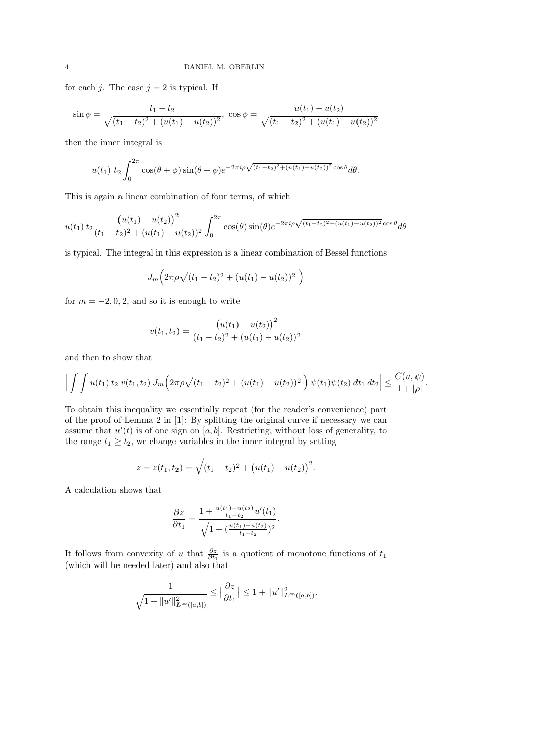for each $j$. The case $j = 2$ is typical. If

$$\sin \phi = \frac{t_1 - t_2}{\sqrt{(t_1 - t_2)^2 + (u(t_1) - u(t_2))^2}}, \ \cos \phi = \frac{u(t_1) - u(t_2)}{\sqrt{(t_1 - t_2)^2 + (u(t_1) - u(t_2))^2}}$$

then the inner integral is

$$u(t_1)\ t_2 \int_0^{2\pi} \cos(\theta + \phi) \sin(\theta + \phi) e^{-2\pi i \rho \sqrt{(t_1 - t_2)^2 + (u(t_1) - u(t_2))^2} \cos \theta} d\theta.$$

This is again a linear combination of four terms, of which

$$u(t_1)\, t_2 \frac{\big(u(t_1) - u(t_2)\big)^2}{(t_1 - t_2)^2 + (u(t_1) - u(t_2))^2} \int_0^{2\pi} \cos(\theta) \sin(\theta) e^{-2\pi i \rho \sqrt{(t_1 - t_2)^2 + (u(t_1) - u(t_2))^2} \cos \theta} d\theta$$

is typical. The integral in this expression is a linear combination of Bessel functions

$$J_m\Big(2\pi\rho\sqrt{(t_1 - t_2)^2 + (u(t_1) - u(t_2))^2}\ \Big)$$

for $m = -2, 0, 2$, and so it is enough to write

$$v(t_1, t_2) = \frac{\big(u(t_1) - u(t_2)\big)^2}{(t_1 - t_2)^2 + (u(t_1) - u(t_2))^2}$$

and then to show that

$$\Big| \int\int u(t_1)\ t_2\ v(t_1, t_2)\ J_m\Big(2\pi\rho\sqrt{(t_1 - t_2)^2 + (u(t_1) - u(t_2))^2}\ \Big)\ \psi(t_1)\psi(t_2)\ dt_1\ dt_2 \Big| \leq \frac{C(u, \psi)}{1 + |\rho|}.$$

To obtain this inequality we essentially repeat (for the reader's convenience) part of the proof of Lemma 2 in [1]: By splitting the original curve if necessary we can assume that $u'(t)$ is of one sign on $[a, b]$. Restricting, without loss of generality, to the range $t_1 \geq t_2$, we change variables in the inner integral by setting

$$z = z(t_1, t_2) = \sqrt{(t_1 - t_2)^2 + \big(u(t_1) - u(t_2)\big)^2}.$$

A calculation shows that

$$\frac{\partial z}{\partial t_1} = \frac{1 + \frac{u(t_1) - u(t_2)}{t_1 - t_2} u'(t_1)}{\sqrt{1 + (\frac{u(t_1) - u(t_2)}{t_1 - t_2})^2}}.$$

It follows from convexity of $u$ that $\frac{\partial z}{\partial t_1}$ is a quotient of monotone functions of $t_1$ (which will be needed later) and also that

$$\frac{1}{\sqrt{1 + \|u'\|^2_{L^\infty([a,b])}}} \leq \big|\frac{\partial z}{\partial t_1}\big| \leq 1 + \|u'\|^2_{L^\infty([a,b])}.$$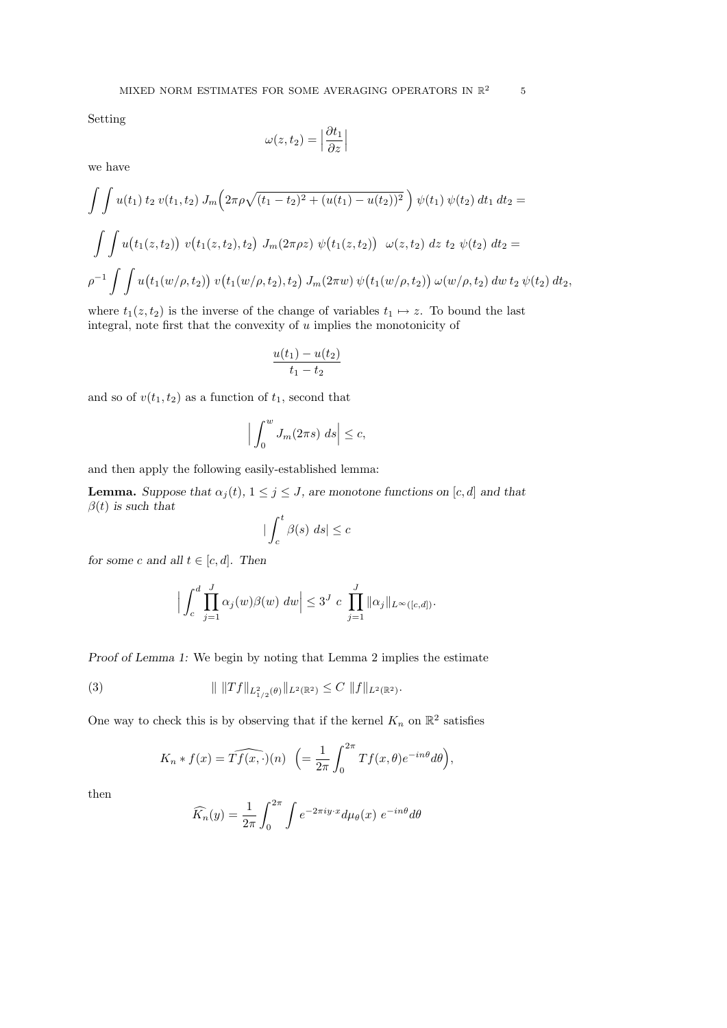Setting

$$\omega(z,t_2) = \Big|\frac{\partial t_1}{\partial z}\Big|$$

we have

$$\int\int u(t_1)\, t_2\, v(t_1,t_2)\, J_m\Big(2\pi\rho\sqrt{(t_1-t_2)^2+(u(t_1)-u(t_2))^2}\,\Big)\, \psi(t_1)\, \psi(t_2)\, dt_1\, dt_2 =$$

$$\int\int u\big(t_1(z,t_2)\big)\; v\big(t_1(z,t_2),t_2\big)\; J_m(2\pi\rho z)\; \psi\big(t_1(z,t_2)\big)\;\; \omega(z,t_2)\; dz\; t_2\; \psi(t_2)\; dt_2 =$$

$$\rho^{-1}\int\int u\big(t_1(w/\rho,t_2)\big)\; v\big(t_1(w/\rho,t_2),t_2\big)\; J_m(2\pi w)\; \psi\big(t_1(w/\rho,t_2)\big)\; \omega(w/\rho,t_2)\; dw\; t_2\; \psi(t_2)\; dt_2,$$

where $t_1(z,t_2)$ is the inverse of the change of variables $t_1 \mapsto z$. To bound the last integral, note first that the convexity of $u$ implies the monotonicity of

$$\frac{u(t_1)-u(t_2)}{t_1-t_2}$$

and so of $v(t_1,t_2)$ as a function of $t_1$, second that

$$\Big|\int_0^w J_m(2\pi s)\; ds\Big| \le c,$$

and then apply the following easily-established lemma:

**Lemma.** *Suppose that $\alpha_j(t)$, $1\le j\le J$, are monotone functions on $[c,d]$ and that $\beta(t)$ is such that*

$$|\int_c^t \beta(s)\; ds| \le c$$

*for some $c$ and all $t\in[c,d]$. Then*

$$\Big|\int_c^d \prod_{j=1}^J \alpha_j(w)\beta(w)\; dw\Big| \le 3^J\; c\; \prod_{j=1}^J \|\alpha_j\|_{L^\infty([c,d])}.$$

*Proof of Lemma 1:* We begin by noting that Lemma 2 implies the estimate

$$\|\; \|Tf\|_{L^2_{1/2}(\theta)}\|_{L^2(\mathbb{R}^2)} \le C\; \|f\|_{L^2(\mathbb{R}^2)}. \tag{3}$$

One way to check this is by observing that if the kernel $K_n$ on $\mathbb{R}^2$ satisfies

$$K_n * f(x) = \widehat{Tf(x,\cdot)}(n)\;\; \Big(= \frac{1}{2\pi}\int_0^{2\pi} Tf(x,\theta)e^{-in\theta}d\theta\Big),$$

then

$$\widehat{K_n}(y) = \frac{1}{2\pi}\int_0^{2\pi}\int e^{-2\pi i y\cdot x}d\mu_\theta(x)\; e^{-in\theta}d\theta$$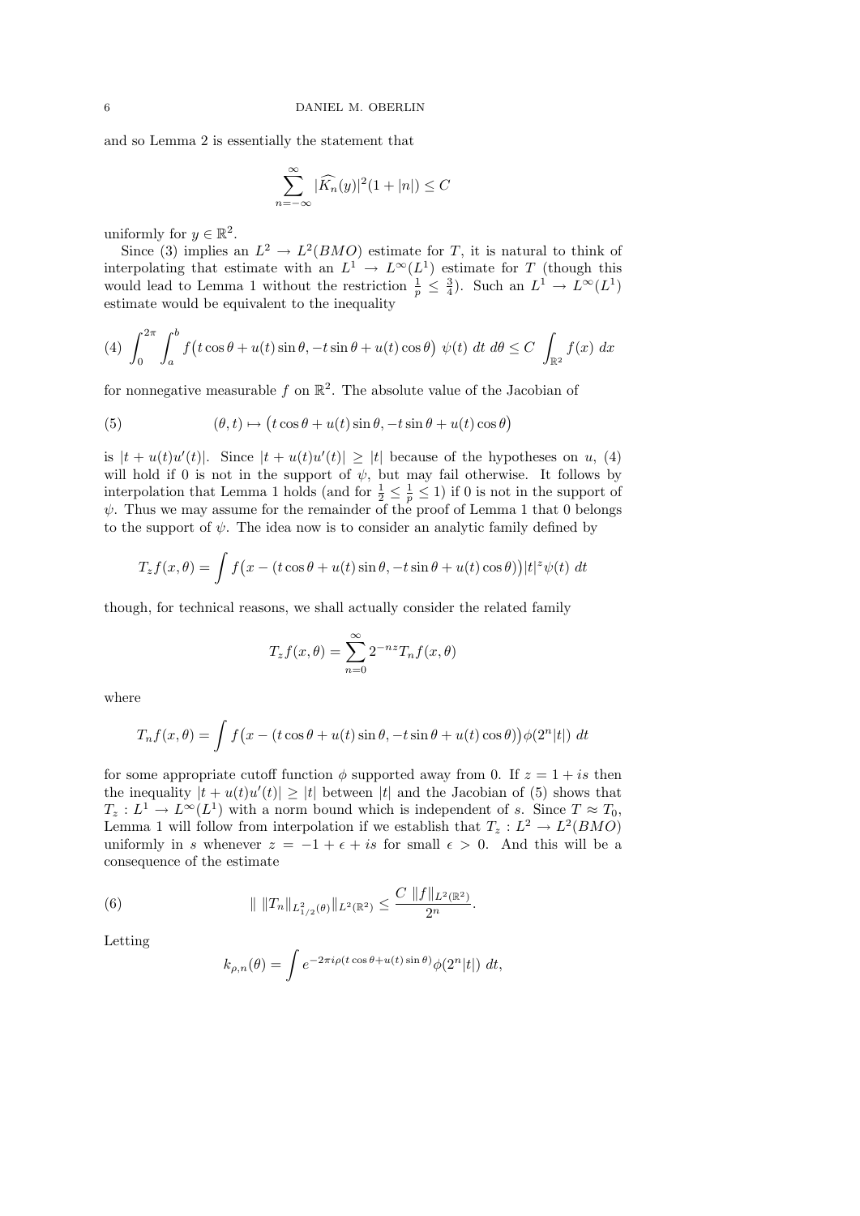and so Lemma 2 is essentially the statement that

$$\sum_{n=-\infty}^{\infty} |\widehat{K_n}(y)|^2(1+|n|) \leq C$$

uniformly for $y \in \mathbb{R}^2$.

Since (3) implies an $L^2 \to L^2(BMO)$ estimate for $T$, it is natural to think of interpolating that estimate with an $L^1 \to L^\infty(L^1)$ estimate for $T$ (though this would lead to Lemma 1 without the restriction $\frac{1}{p} \leq \frac{3}{4}$). Such an $L^1 \to L^\infty(L^1)$ estimate would be equivalent to the inequality

$$(4)\quad \int_0^{2\pi}\int_a^b f\big(t\cos\theta + u(t)\sin\theta, -t\sin\theta + u(t)\cos\theta\big)\ \psi(t)\ dt\ d\theta \leq C\int_{\mathbb{R}^2} f(x)\ dx$$

for nonnegative measurable $f$ on $\mathbb{R}^2$. The absolute value of the Jacobian of

$$(5)\qquad (\theta, t) \mapsto \big(t\cos\theta + u(t)\sin\theta, -t\sin\theta + u(t)\cos\theta\big)$$

is $|t + u(t)u'(t)|$. Since $|t+u(t)u'(t)| \geq |t|$ because of the hypotheses on $u$, (4) will hold if 0 is not in the support of $\psi$, but may fail otherwise. It follows by interpolation that Lemma 1 holds (and for $\frac{1}{2} \leq \frac{1}{p} \leq 1$) if 0 is not in the support of $\psi$. Thus we may assume for the remainder of the proof of Lemma 1 that 0 belongs to the support of $\psi$. The idea now is to consider an analytic family defined by

$$T_z f(x,\theta) = \int f\big(x - (t\cos\theta + u(t)\sin\theta, -t\sin\theta + u(t)\cos\theta)\big)|t|^z\psi(t)\ dt$$

though, for technical reasons, we shall actually consider the related family

$$T_z f(x,\theta) = \sum_{n=0}^{\infty} 2^{-nz} T_n f(x,\theta)$$

where

$$T_n f(x,\theta) = \int f\big(x - (t\cos\theta + u(t)\sin\theta, -t\sin\theta + u(t)\cos\theta)\big)\phi(2^n|t|)\ dt$$

for some appropriate cutoff function $\phi$ supported away from 0. If $z = 1 + is$ then the inequality $|t + u(t)u'(t)| \geq |t|$ between $|t|$ and the Jacobian of (5) shows that $T_z : L^1 \to L^\infty(L^1)$ with a norm bound which is independent of $s$. Since $T \approx T_0$, Lemma 1 will follow from interpolation if we establish that $T_z : L^2 \to L^2(BMO)$ uniformly in $s$ whenever $z = -1 + \epsilon + is$ for small $\epsilon > 0$. And this will be a consequence of the estimate

$$(6)\qquad \|\ \|T_n\|_{L^2_{1/2}(\theta)}\|_{L^2(\mathbb{R}^2)} \leq \frac{C\ \|f\|_{L^2(\mathbb{R}^2)}}{2^n}.$$

Letting

$$k_{\rho,n}(\theta) = \int e^{-2\pi i\rho(t\cos\theta + u(t)\sin\theta)}\phi(2^n|t|)\ dt,$$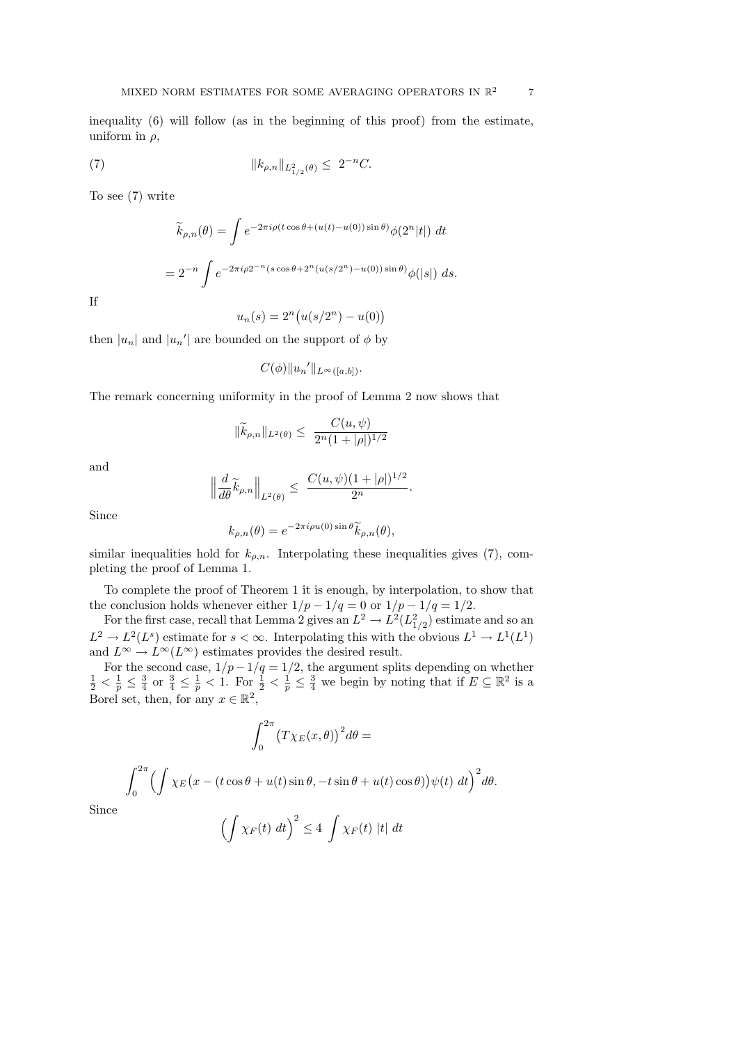inequality (6) will follow (as in the beginning of this proof) from the estimate, uniform in $\rho$,

$$\|k_{\rho,n}\|_{L^2_{1/2}(\theta)} \leq \ 2^{-n}C. \tag{7}$$

To see (7) write

$$\widetilde{k}_{\rho,n}(\theta) = \int e^{-2\pi i\rho(t\cos\theta+(u(t)-u(0))\sin\theta)}\phi(2^n|t|)\ dt$$

$$= 2^{-n}\int e^{-2\pi i\rho 2^{-n}(s\cos\theta+2^n(u(s/2^n)-u(0))\sin\theta)}\phi(|s|)\ ds.$$

If

$$u_n(s) = 2^n\big(u(s/2^n) - u(0)\big)$$

then $|u_n|$ and $|u_n{}'|$ are bounded on the support of $\phi$ by

$$C(\phi)\|u_n{}'\|_{L^\infty([a,b])}.$$

The remark concerning uniformity in the proof of Lemma 2 now shows that

$$\|\widetilde{k}_{\rho,n}\|_{L^2(\theta)} \leq \ \frac{C(u,\psi)}{2^n(1+|\rho|)^{1/2}}$$

and

$$\Big\|\frac{d}{d\theta}\widetilde{k}_{\rho,n}\Big\|_{L^2(\theta)} \leq \ \frac{C(u,\psi)(1+|\rho|)^{1/2}}{2^n}.$$

Since

$$k_{\rho,n}(\theta) = e^{-2\pi i\rho u(0)\sin\theta}\widetilde{k}_{\rho,n}(\theta),$$

similar inequalities hold for $k_{\rho,n}$. Interpolating these inequalities gives (7), completing the proof of Lemma 1.

To complete the proof of Theorem 1 it is enough, by interpolation, to show that the conclusion holds whenever either $1/p - 1/q = 0$ or $1/p - 1/q = 1/2$.

For the first case, recall that Lemma 2 gives an $L^2 \to L^2(L^2_{1/2})$ estimate and so an $L^2 \to L^2(L^s)$ estimate for $s < \infty$. Interpolating this with the obvious $L^1 \to L^1(L^1)$ and $L^\infty \to L^\infty(L^\infty)$ estimates provides the desired result.

For the second case, $1/p - 1/q = 1/2$, the argument splits depending on whether $\frac{1}{2} < \frac{1}{p} \leq \frac{3}{4}$ or $\frac{3}{4} \leq \frac{1}{p} < 1$. For $\frac{1}{2} < \frac{1}{p} \leq \frac{3}{4}$ we begin by noting that if $E \subseteq \mathbb{R}^2$ is a Borel set, then, for any $x \in \mathbb{R}^2$,

$$\int_0^{2\pi}\big(T\chi_E(x,\theta)\big)^2 d\theta =$$

$$\int_0^{2\pi}\Big(\int \chi_E\big(x - (t\cos\theta + u(t)\sin\theta, -t\sin\theta + u(t)\cos\theta)\big)\psi(t)\ dt\Big)^2 d\theta.$$

Since

$$\Big(\int \chi_F(t)\ dt\Big)^2 \leq 4\ \int \chi_F(t)\ |t|\ dt$$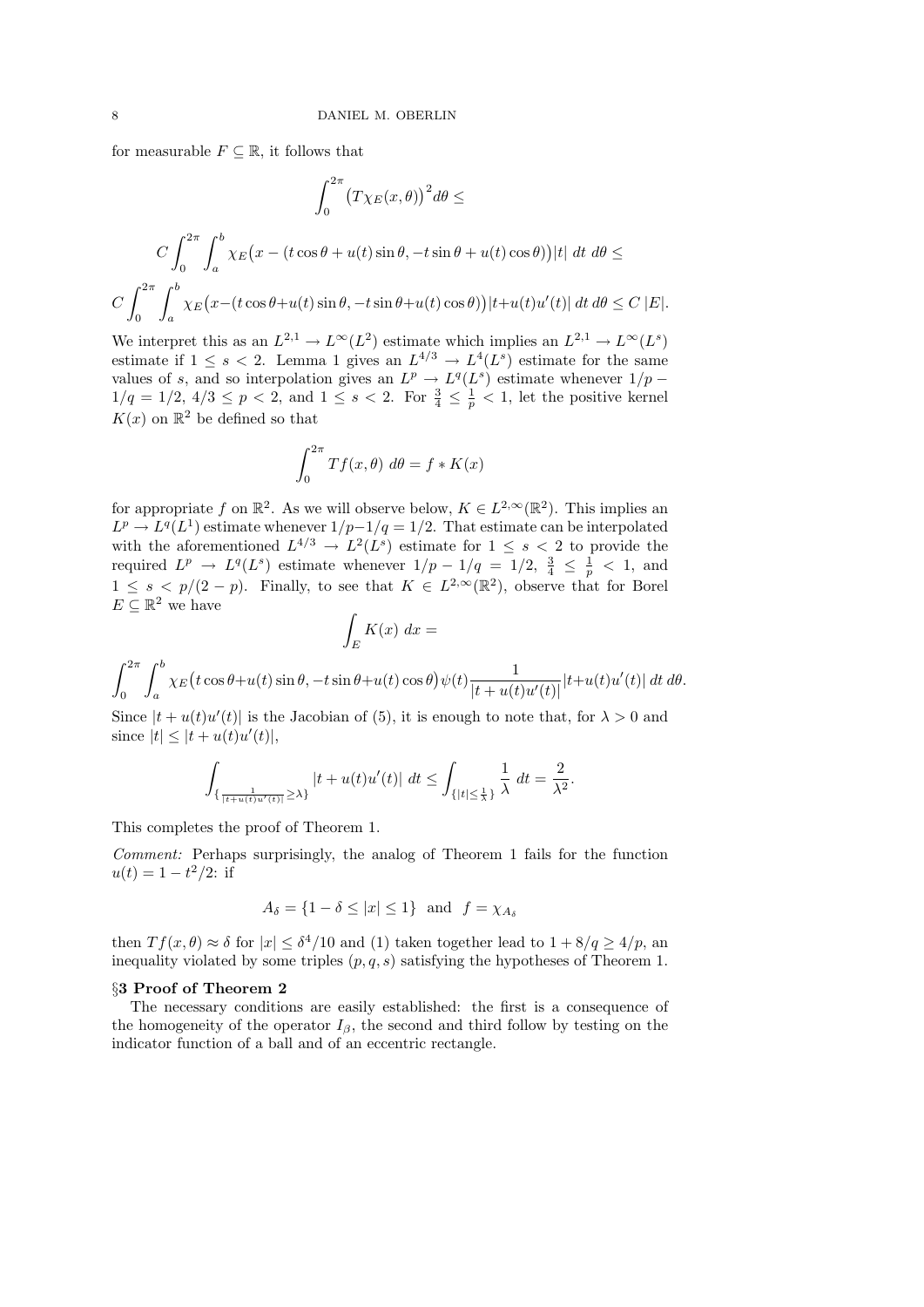for measurable $F \subseteq \mathbb{R}$, it follows that

$$\int_0^{2\pi} \big(T\chi_E(x,\theta)\big)^2 d\theta \leq$$

$$C\int_0^{2\pi}\int_a^b \chi_E\big(x-(t\cos\theta+u(t)\sin\theta,-t\sin\theta+u(t)\cos\theta)\big)|t|\ dt\ d\theta \leq$$

$$C\int_0^{2\pi}\int_a^b \chi_E\big(x-(t\cos\theta+u(t)\sin\theta,-t\sin\theta+u(t)\cos\theta)\big)|t+u(t)u'(t)|\ dt\ d\theta \leq C\,|E|.$$

We interpret this as an $L^{2,1} \to L^\infty(L^2)$ estimate which implies an $L^{2,1} \to L^\infty(L^s)$ estimate if $1 \leq s < 2$. Lemma 1 gives an $L^{4/3} \to L^4(L^s)$ estimate for the same values of $s$, and so interpolation gives an $L^p \to L^q(L^s)$ estimate whenever $1/p - 1/q = 1/2$, $4/3 \leq p < 2$, and $1 \leq s < 2$. For $\frac{3}{4} \leq \frac{1}{p} < 1$, let the positive kernel $K(x)$ on $\mathbb{R}^2$ be defined so that

$$\int_0^{2\pi} Tf(x,\theta)\ d\theta = f * K(x)$$

for appropriate $f$ on $\mathbb{R}^2$. As we will observe below, $K \in L^{2,\infty}(\mathbb{R}^2)$. This implies an $L^p \to L^q(L^1)$ estimate whenever $1/p-1/q = 1/2$. That estimate can be interpolated with the aforementioned $L^{4/3} \to L^2(L^s)$ estimate for $1 \leq s < 2$ to provide the required $L^p \to L^q(L^s)$ estimate whenever $1/p - 1/q = 1/2$, $\frac{3}{4} \leq \frac{1}{p} < 1$, and $1 \leq s < p/(2-p)$. Finally, to see that $K \in L^{2,\infty}(\mathbb{R}^2)$, observe that for Borel $E \subseteq \mathbb{R}^2$ we have

$$\int_E K(x)\ dx =$$

$$\int_0^{2\pi}\int_a^b \chi_E\big(t\cos\theta+u(t)\sin\theta,-t\sin\theta+u(t)\cos\theta\big)\psi(t)\frac{1}{|t+u(t)u'(t)|}|t+u(t)u'(t)|\ dt\ d\theta.$$

Since $|t+u(t)u'(t)|$ is the Jacobian of (5), it is enough to note that, for $\lambda > 0$ and since $|t| \leq |t+u(t)u'(t)|$,

$$\int_{\{\frac{1}{|t+u(t)u'(t)|}\geq\lambda\}} |t+u(t)u'(t)|\ dt \leq \int_{\{|t|\leq\frac{1}{\lambda}\}} \frac{1}{\lambda}\ dt = \frac{2}{\lambda^2}.$$

This completes the proof of Theorem 1.

*Comment:* Perhaps surprisingly, the analog of Theorem 1 fails for the function $u(t) = 1 - t^2/2$: if

$$A_\delta = \{1-\delta \leq |x| \leq 1\} \quad \text{and} \quad f = \chi_{A_\delta}$$

then $Tf(x,\theta) \approx \delta$ for $|x| \leq \delta^4/10$ and (1) taken together lead to $1 + 8/q \geq 4/p$, an inequality violated by some triples $(p,q,s)$ satisfying the hypotheses of Theorem 1.

**§3 Proof of Theorem 2**

The necessary conditions are easily established: the first is a consequence of the homogeneity of the operator $I_\beta$, the second and third follow by testing on the indicator function of a ball and of an eccentric rectangle.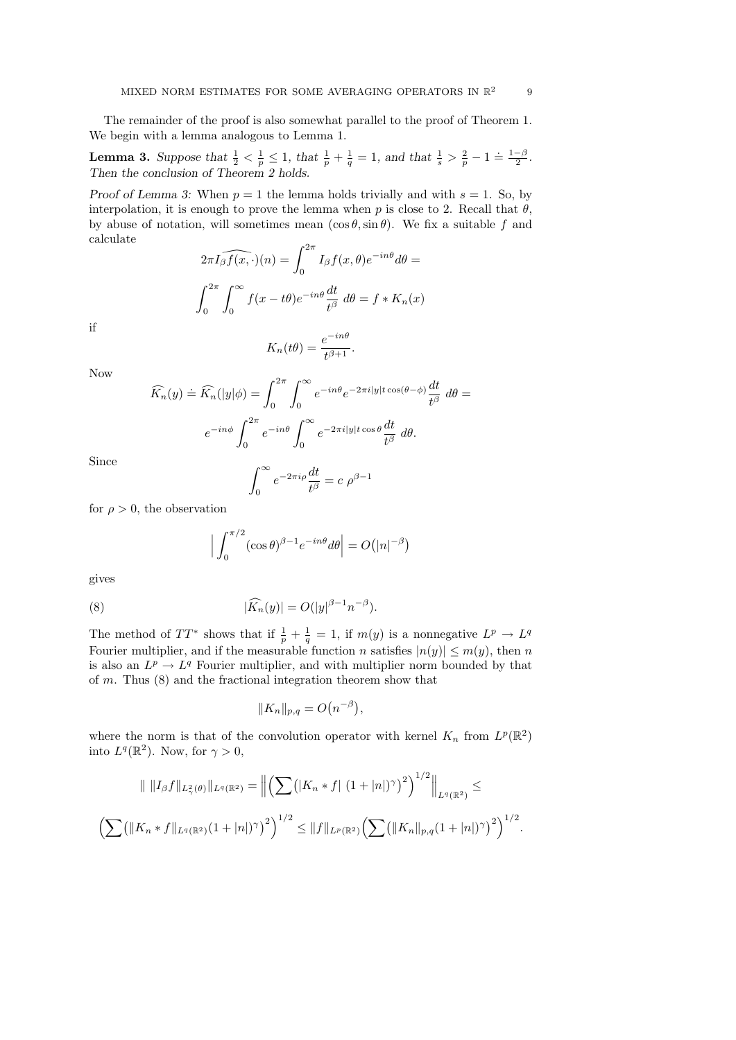The remainder of the proof is also somewhat parallel to the proof of Theorem 1. We begin with a lemma analogous to Lemma 1.

**Lemma 3.** *Suppose that $\frac{1}{2} < \frac{1}{p} \le 1$, that $\frac{1}{p} + \frac{1}{q} = 1$, and that $\frac{1}{s} > \frac{2}{p} - 1 \doteq \frac{1-\beta}{2}$. Then the conclusion of Theorem 2 holds.*

*Proof of Lemma 3:* When $p = 1$ the lemma holds trivially and with $s = 1$. So, by interpolation, it is enough to prove the lemma when $p$ is close to 2. Recall that $\theta$, by abuse of notation, will sometimes mean $(\cos\theta, \sin\theta)$. We fix a suitable $f$ and calculate

$$
2\pi \widehat{I_\beta f(x,\cdot)}(n) = \int_0^{2\pi} I_\beta f(x,\theta) e^{-in\theta} d\theta =
$$

$$
\int_0^{2\pi} \int_0^\infty f(x - t\theta) e^{-in\theta} \frac{dt}{t^\beta} \, d\theta = f * K_n(x)
$$

if

$$
K_n(t\theta) = \frac{e^{-in\theta}}{t^{\beta+1}}.
$$

Now

$$
\widehat{K_n}(y) \doteq \widehat{K_n}(|y|\phi) = \int_0^{2\pi} \int_0^\infty e^{-in\theta} e^{-2\pi i |y| t \cos(\theta - \phi)} \frac{dt}{t^\beta} \, d\theta =
$$

$$
e^{-in\phi} \int_0^{2\pi} e^{-in\theta} \int_0^\infty e^{-2\pi i |y| t \cos\theta} \frac{dt}{t^\beta} \, d\theta.
$$

Since

$$
\int_0^\infty e^{-2\pi i \rho} \frac{dt}{t^\beta} = c \; \rho^{\beta - 1}
$$

for $\rho > 0$, the observation

$$
\Big| \int_0^{\pi/2} (\cos\theta)^{\beta-1} e^{-in\theta} d\theta \Big| = O\big(|n|^{-\beta}\big)
$$

gives

$$
|\widehat{K_n}(y)| = O(|y|^{\beta-1} n^{-\beta}). \tag{8}
$$

The method of $TT^*$ shows that if $\frac{1}{p} + \frac{1}{q} = 1$, if $m(y)$ is a nonnegative $L^p \to L^q$ Fourier multiplier, and if the measurable function $n$ satisfies $|n(y)| \le m(y)$, then $n$ is also an $L^p \to L^q$ Fourier multiplier, and with multiplier norm bounded by that of $m$. Thus (8) and the fractional integration theorem show that

$$
\|K_n\|_{p,q} = O\big(n^{-\beta}\big),
$$

where the norm is that of the convolution operator with kernel $K_n$ from $L^p(\mathbb{R}^2)$ into $L^q(\mathbb{R}^2)$. Now, for $\gamma > 0$,

$$
\| \, \|I_\beta f\|_{L^2_\gamma(\theta)} \|_{L^q(\mathbb{R}^2)} = \Big\| \Big( \sum \big( |K_n * f| \; (1 + |n|)^\gamma \big)^2 \Big)^{1/2} \Big\|_{L^q(\mathbb{R}^2)} \le
$$

$$
\Big( \sum \big( \|K_n * f\|_{L^q(\mathbb{R}^2)} (1 + |n|)^\gamma \big)^2 \Big)^{1/2} \le \|f\|_{L^p(\mathbb{R}^2)} \Big( \sum \big( \|K_n\|_{p,q} (1 + |n|)^\gamma \big)^2 \Big)^{1/2}.
$$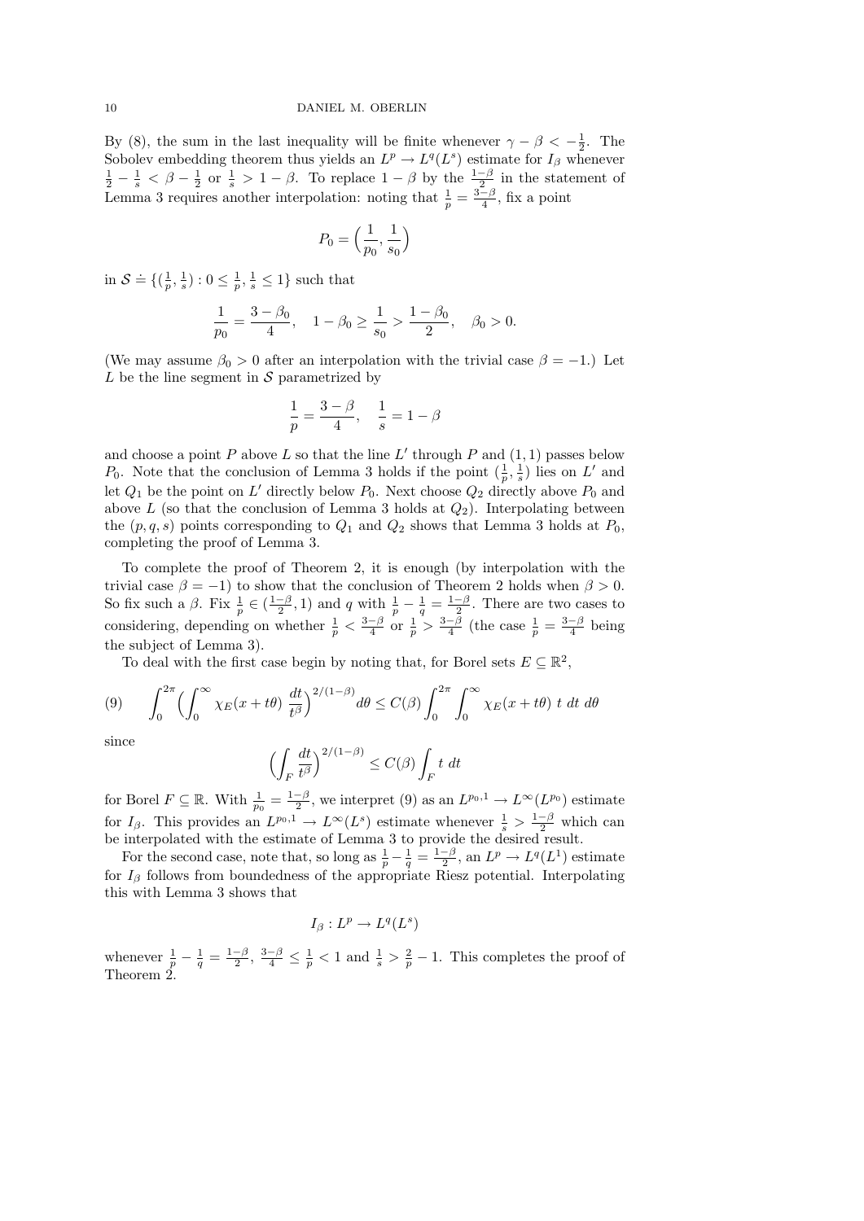By (8), the sum in the last inequality will be finite whenever $\gamma - \beta < -\frac{1}{2}$. The Sobolev embedding theorem thus yields an $L^p \to L^q(L^s)$ estimate for $I_\beta$ whenever $\frac{1}{2} - \frac{1}{s} < \beta - \frac{1}{2}$ or $\frac{1}{s} > 1 - \beta$. To replace $1-\beta$ by the $\frac{1-\beta}{2}$ in the statement of Lemma 3 requires another interpolation: noting that $\frac{1}{p} = \frac{3-\beta}{4}$, fix a point

$$P_0 = \Big(\frac{1}{p_0}, \frac{1}{s_0}\Big)$$

in $\mathcal{S} \doteq \{(\frac{1}{p}, \frac{1}{s}) : 0 \leq \frac{1}{p}, \frac{1}{s} \leq 1\}$ such that

$$\frac{1}{p_0} = \frac{3-\beta_0}{4}, \quad 1 - \beta_0 \geq \frac{1}{s_0} > \frac{1-\beta_0}{2}, \quad \beta_0 > 0.$$

(We may assume $\beta_0 > 0$ after an interpolation with the trivial case $\beta = -1$.) Let $L$ be the line segment in $\mathcal{S}$ parametrized by

$$\frac{1}{p} = \frac{3-\beta}{4}, \quad \frac{1}{s} = 1 - \beta$$

and choose a point $P$ above $L$ so that the line $L'$ through $P$ and $(1,1)$ passes below $P_0$. Note that the conclusion of Lemma 3 holds if the point $(\frac{1}{p}, \frac{1}{s})$ lies on $L'$ and let $Q_1$ be the point on $L'$ directly below $P_0$. Next choose $Q_2$ directly above $P_0$ and above $L$ (so that the conclusion of Lemma 3 holds at $Q_2$). Interpolating between the $(p,q,s)$ points corresponding to $Q_1$ and $Q_2$ shows that Lemma 3 holds at $P_0$, completing the proof of Lemma 3.

To complete the proof of Theorem 2, it is enough (by interpolation with the trivial case $\beta = -1$) to show that the conclusion of Theorem 2 holds when $\beta > 0$. So fix such a $\beta$. Fix $\frac{1}{p} \in (\frac{1-\beta}{2}, 1)$ and $q$ with $\frac{1}{p} - \frac{1}{q} = \frac{1-\beta}{2}$. There are two cases to considering, depending on whether $\frac{1}{p} < \frac{3-\beta}{4}$ or $\frac{1}{p} > \frac{3-\beta}{4}$ (the case $\frac{1}{p} = \frac{3-\beta}{4}$ being the subject of Lemma 3).

To deal with the first case begin by noting that, for Borel sets $E \subseteq \mathbb{R}^2$,

$$\int_0^{2\pi} \Big( \int_0^\infty \chi_E(x + t\theta) \, \frac{dt}{t^\beta} \Big)^{2/(1-\beta)} d\theta \leq C(\beta) \int_0^{2\pi} \int_0^\infty \chi_E(x + t\theta) \; t \; dt \; d\theta \tag{9}$$

since

$$\Big( \int_F \frac{dt}{t^\beta} \Big)^{2/(1-\beta)} \leq C(\beta) \int_F t \; dt$$

for Borel $F \subseteq \mathbb{R}$. With $\frac{1}{p_0} = \frac{1-\beta}{2}$, we interpret (9) as an $L^{p_0,1} \to L^\infty(L^{p_0})$ estimate for $I_\beta$. This provides an $L^{p_0,1} \to L^\infty(L^s)$ estimate whenever $\frac{1}{s} > \frac{1-\beta}{2}$ which can be interpolated with the estimate of Lemma 3 to provide the desired result.

For the second case, note that, so long as $\frac{1}{p} - \frac{1}{q} = \frac{1-\beta}{2}$, an $L^p \to L^q(L^1)$ estimate for $I_\beta$ follows from boundedness of the appropriate Riesz potential. Interpolating this with Lemma 3 shows that

$$I_\beta : L^p \to L^q(L^s)$$

whenever $\frac{1}{p} - \frac{1}{q} = \frac{1-\beta}{2}$, $\frac{3-\beta}{4} \leq \frac{1}{p} < 1$ and $\frac{1}{s} > \frac{2}{p} - 1$. This completes the proof of Theorem 2.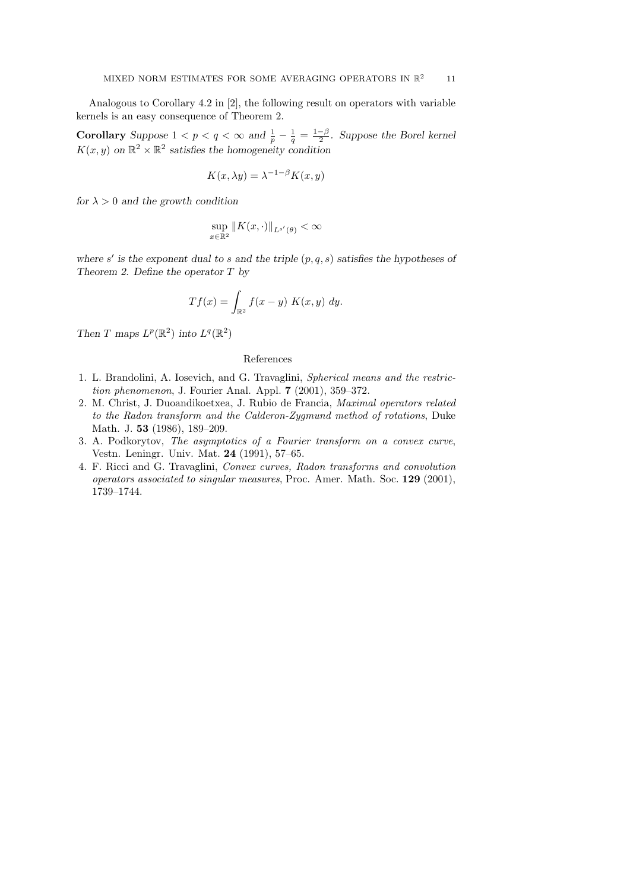Analogous to Corollary 4.2 in [2], the following result on operators with variable kernels is an easy consequence of Theorem 2.

**Corollary** *Suppose $1 < p < q < \infty$ and $\frac{1}{p} - \frac{1}{q} = \frac{1-\beta}{2}$. Suppose the Borel kernel $K(x, y)$ on $\mathbb{R}^2 \times \mathbb{R}^2$ satisfies the homogeneity condition*

$$K(x, \lambda y) = \lambda^{-1-\beta} K(x, y)$$

*for $\lambda > 0$ and the growth condition*

$$\sup_{x \in \mathbb{R}^2} \|K(x, \cdot)\|_{L^{s'}(\theta)} < \infty$$

*where $s'$ is the exponent dual to $s$ and the triple $(p, q, s)$ satisfies the hypotheses of Theorem 2. Define the operator $T$ by*

$$Tf(x) = \int_{\mathbb{R}^2} f(x - y)\; K(x, y)\; dy.$$

*Then $T$ maps $L^p(\mathbb{R}^2)$ into $L^q(\mathbb{R}^2)$*

## References

1. L. Brandolini, A. Iosevich, and G. Travaglini, *Spherical means and the restriction phenomenon*, J. Fourier Anal. Appl. **7** (2001), 359–372.
2. M. Christ, J. Duoandikoetxea, J. Rubio de Francia, *Maximal operators related to the Radon transform and the Calderon-Zygmund method of rotations*, Duke Math. J. **53** (1986), 189–209.
3. A. Podkorytov, *The asymptotics of a Fourier transform on a convex curve*, Vestn. Leningr. Univ. Mat. **24** (1991), 57–65.
4. F. Ricci and G. Travaglini, *Convex curves, Radon transforms and convolution operators associated to singular measures*, Proc. Amer. Math. Soc. **129** (2001), 1739–1744.